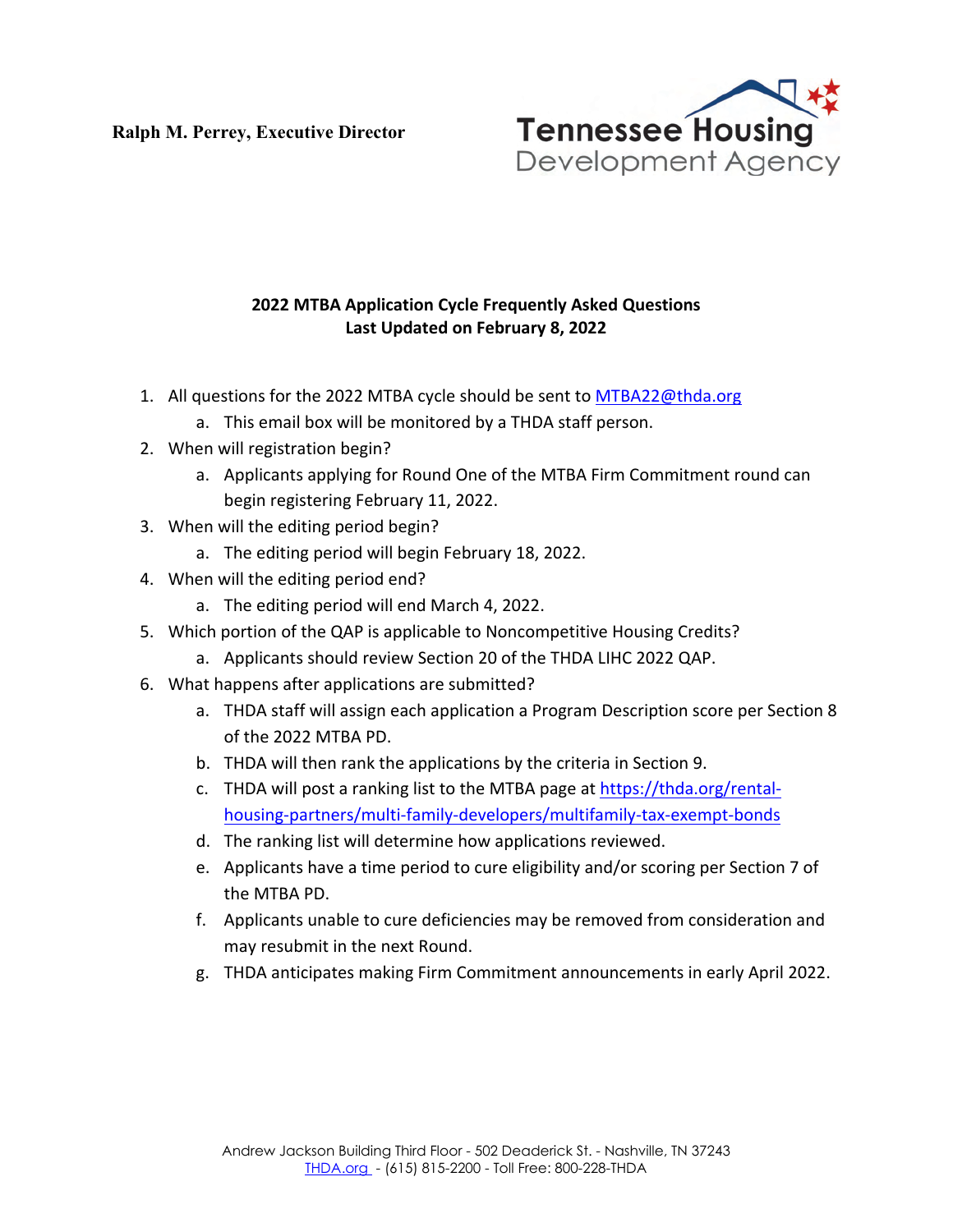**Ralph M. Perrey, Executive Director**

Tennessee Housing Development Agency

## 2022 MTBA Application Cycle Frequently Asked Questions
## Last Updated on February 8, 2022

1. All questions for the 2022 MTBA cycle should be sent to MTBA22@thda.org
   a. This email box will be monitored by a THDA staff person.
2. When will registration begin?
   a. Applicants applying for Round One of the MTBA Firm Commitment round can begin registering February 11, 2022.
3. When will the editing period begin?
   a. The editing period will begin February 18, 2022.
4. When will the editing period end?
   a. The editing period will end March 4, 2022.
5. Which portion of the QAP is applicable to Noncompetitive Housing Credits?
   a. Applicants should review Section 20 of the THDA LIHC 2022 QAP.
6. What happens after applications are submitted?
   a. THDA staff will assign each application a Program Description score per Section 8 of the 2022 MTBA PD.
   b. THDA will then rank the applications by the criteria in Section 9.
   c. THDA will post a ranking list to the MTBA page at https://thda.org/rental-housing-partners/multi-family-developers/multifamily-tax-exempt-bonds
   d. The ranking list will determine how applications reviewed.
   e. Applicants have a time period to cure eligibility and/or scoring per Section 7 of the MTBA PD.
   f. Applicants unable to cure deficiencies may be removed from consideration and may resubmit in the next Round.
   g. THDA anticipates making Firm Commitment announcements in early April 2022.

Andrew Jackson Building Third Floor - 502 Deaderick St. - Nashville, TN 37243
THDA.org - (615) 815-2200 - Toll Free: 800-228-THDA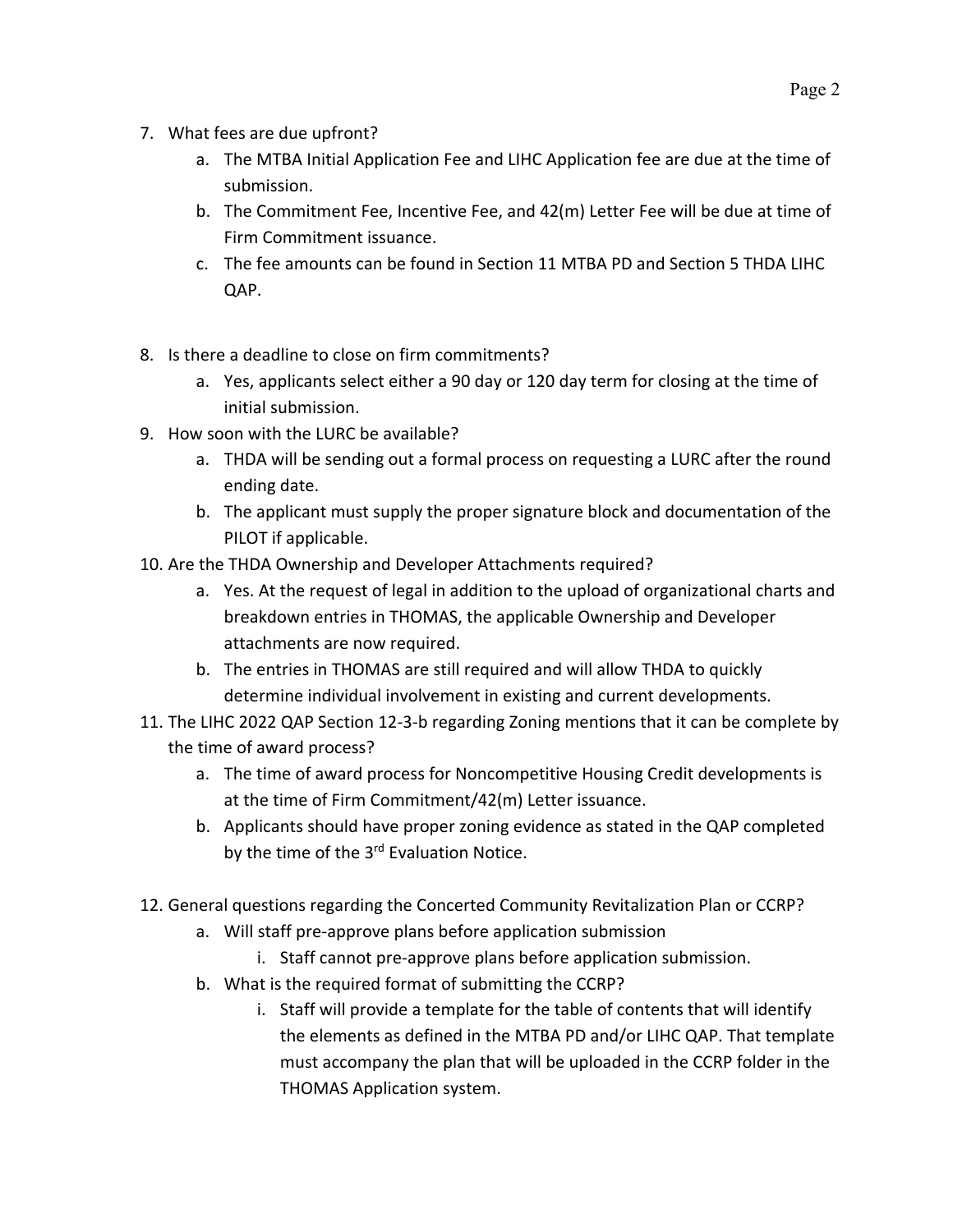7. What fees are due upfront?
    a. The MTBA Initial Application Fee and LIHC Application fee are due at the time of submission.
    b. The Commitment Fee, Incentive Fee, and 42(m) Letter Fee will be due at time of Firm Commitment issuance.
    c. The fee amounts can be found in Section 11 MTBA PD and Section 5 THDA LIHC QAP.

8. Is there a deadline to close on firm commitments?
    a. Yes, applicants select either a 90 day or 120 day term for closing at the time of initial submission.
9. How soon with the LURC be available?
    a. THDA will be sending out a formal process on requesting a LURC after the round ending date.
    b. The applicant must supply the proper signature block and documentation of the PILOT if applicable.
10. Are the THDA Ownership and Developer Attachments required?
    a. Yes. At the request of legal in addition to the upload of organizational charts and breakdown entries in THOMAS, the applicable Ownership and Developer attachments are now required.
    b. The entries in THOMAS are still required and will allow THDA to quickly determine individual involvement in existing and current developments.
11. The LIHC 2022 QAP Section 12-3-b regarding Zoning mentions that it can be complete by the time of award process?
    a. The time of award process for Noncompetitive Housing Credit developments is at the time of Firm Commitment/42(m) Letter issuance.
    b. Applicants should have proper zoning evidence as stated in the QAP completed by the time of the 3rd Evaluation Notice.

12. General questions regarding the Concerted Community Revitalization Plan or CCRP?
    a. Will staff pre-approve plans before application submission
        i. Staff cannot pre-approve plans before application submission.
    b. What is the required format of submitting the CCRP?
        i. Staff will provide a template for the table of contents that will identify the elements as defined in the MTBA PD and/or LIHC QAP. That template must accompany the plan that will be uploaded in the CCRP folder in the THOMAS Application system.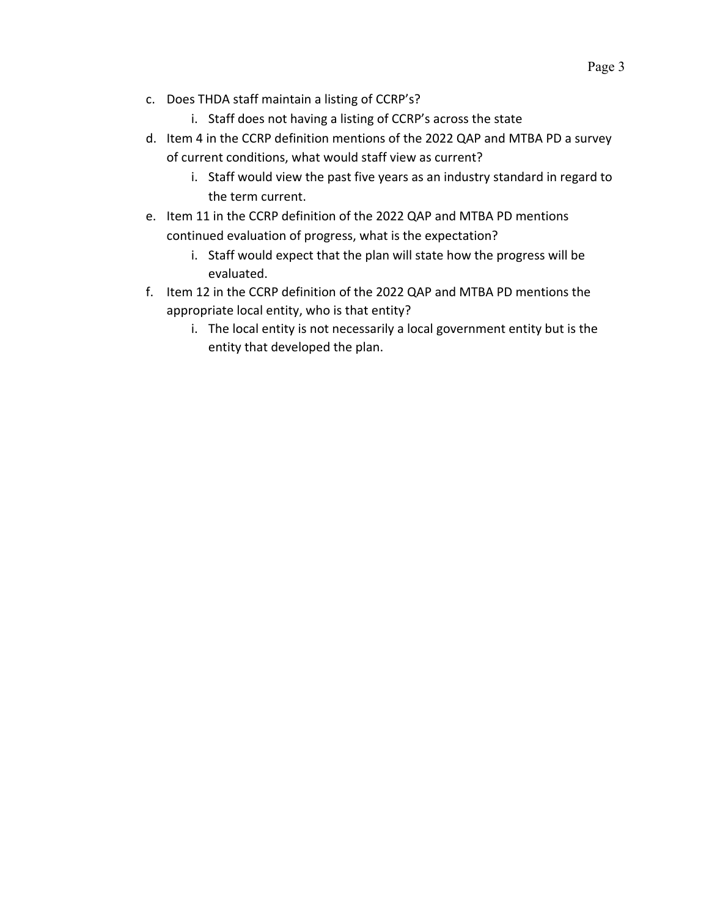c. Does THDA staff maintain a listing of CCRP's?
    i. Staff does not having a listing of CCRP's across the state
d. Item 4 in the CCRP definition mentions of the 2022 QAP and MTBA PD a survey of current conditions, what would staff view as current?
    i. Staff would view the past five years as an industry standard in regard to the term current.
e. Item 11 in the CCRP definition of the 2022 QAP and MTBA PD mentions continued evaluation of progress, what is the expectation?
    i. Staff would expect that the plan will state how the progress will be evaluated.
f. Item 12 in the CCRP definition of the 2022 QAP and MTBA PD mentions the appropriate local entity, who is that entity?
    i. The local entity is not necessarily a local government entity but is the entity that developed the plan.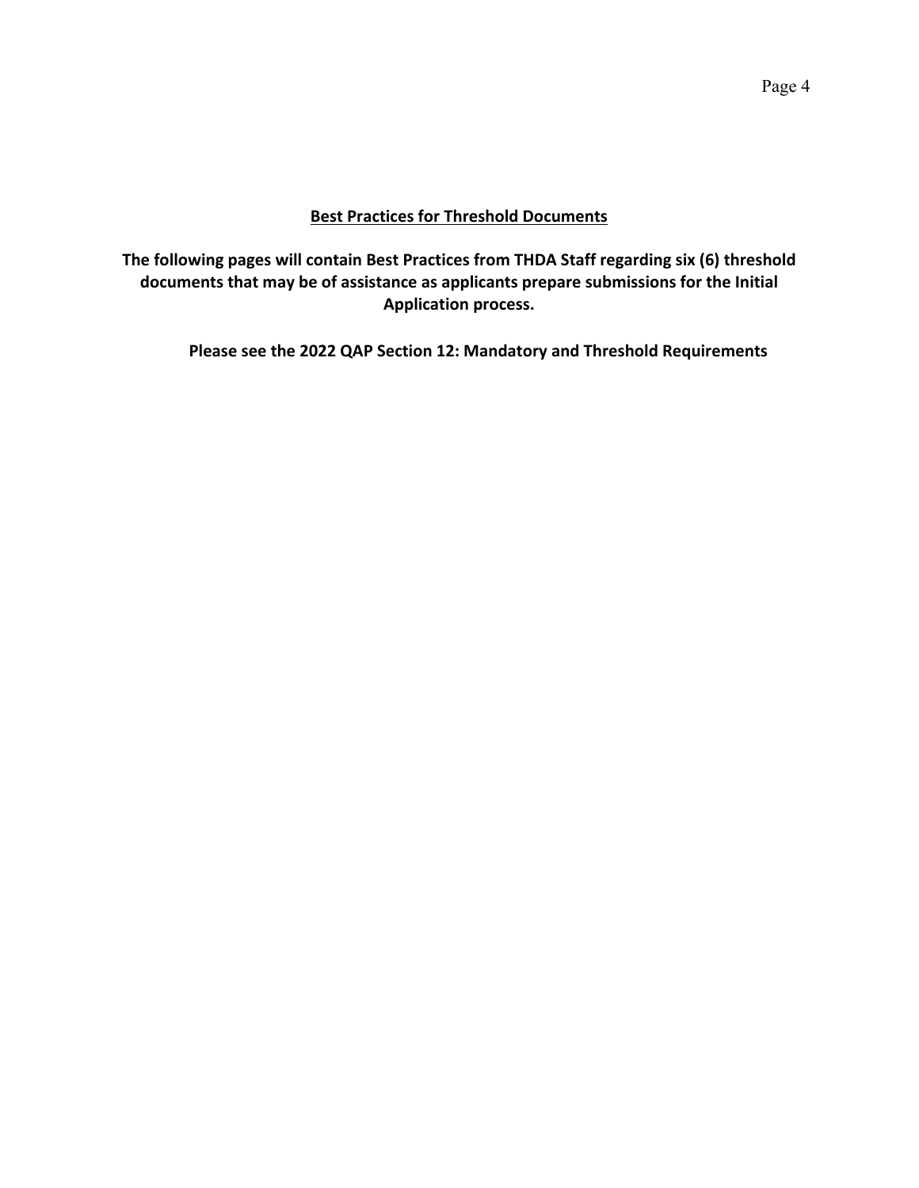## Best Practices for Threshold Documents

**The following pages will contain Best Practices from THDA Staff regarding six (6) threshold documents that may be of assistance as applicants prepare submissions for the Initial Application process.**

**Please see the 2022 QAP Section 12: Mandatory and Threshold Requirements**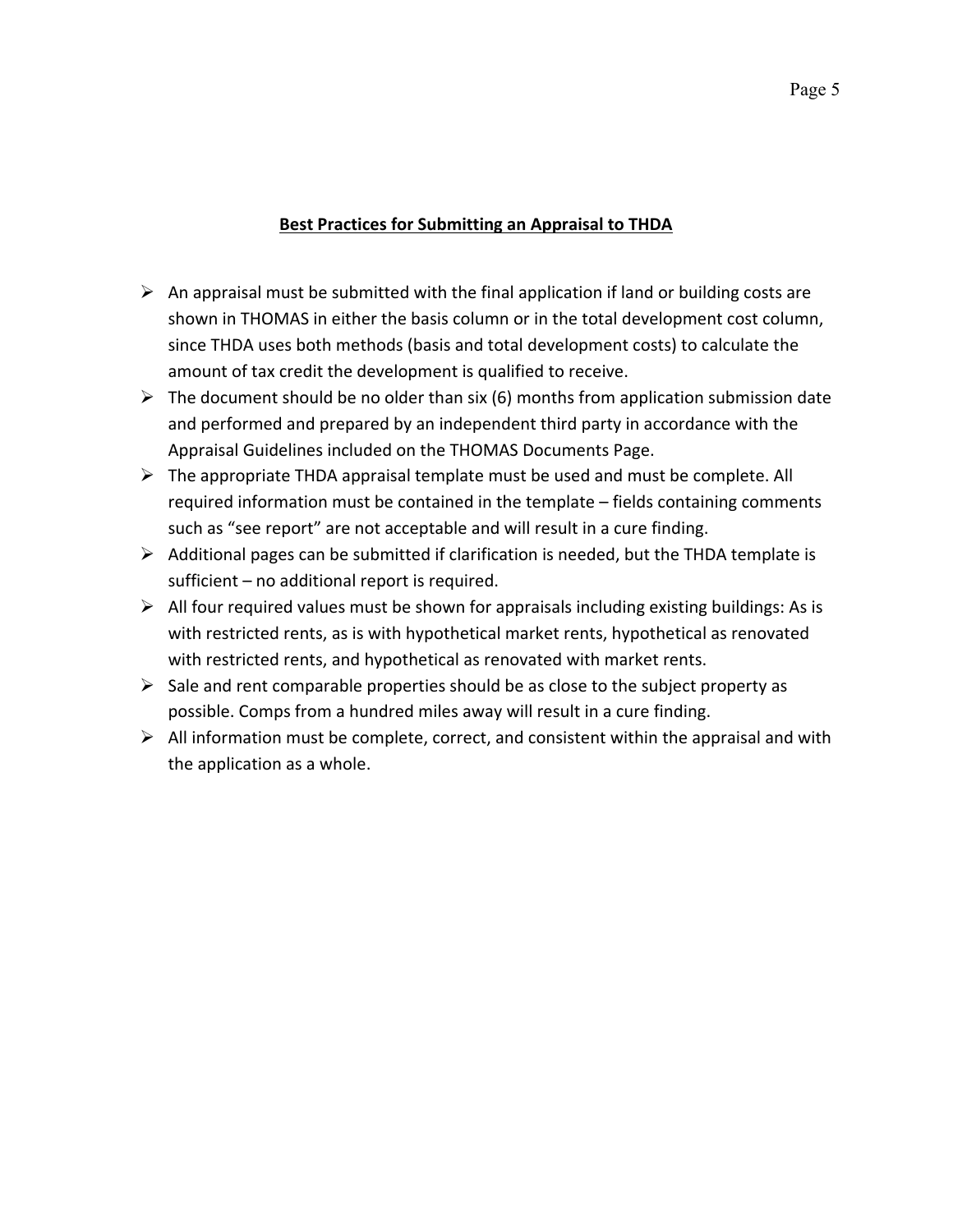## Best Practices for Submitting an Appraisal to THDA

- An appraisal must be submitted with the final application if land or building costs are shown in THOMAS in either the basis column or in the total development cost column, since THDA uses both methods (basis and total development costs) to calculate the amount of tax credit the development is qualified to receive.
- The document should be no older than six (6) months from application submission date and performed and prepared by an independent third party in accordance with the Appraisal Guidelines included on the THOMAS Documents Page.
- The appropriate THDA appraisal template must be used and must be complete. All required information must be contained in the template – fields containing comments such as "see report" are not acceptable and will result in a cure finding.
- Additional pages can be submitted if clarification is needed, but the THDA template is sufficient – no additional report is required.
- All four required values must be shown for appraisals including existing buildings: As is with restricted rents, as is with hypothetical market rents, hypothetical as renovated with restricted rents, and hypothetical as renovated with market rents.
- Sale and rent comparable properties should be as close to the subject property as possible. Comps from a hundred miles away will result in a cure finding.
- All information must be complete, correct, and consistent within the appraisal and with the application as a whole.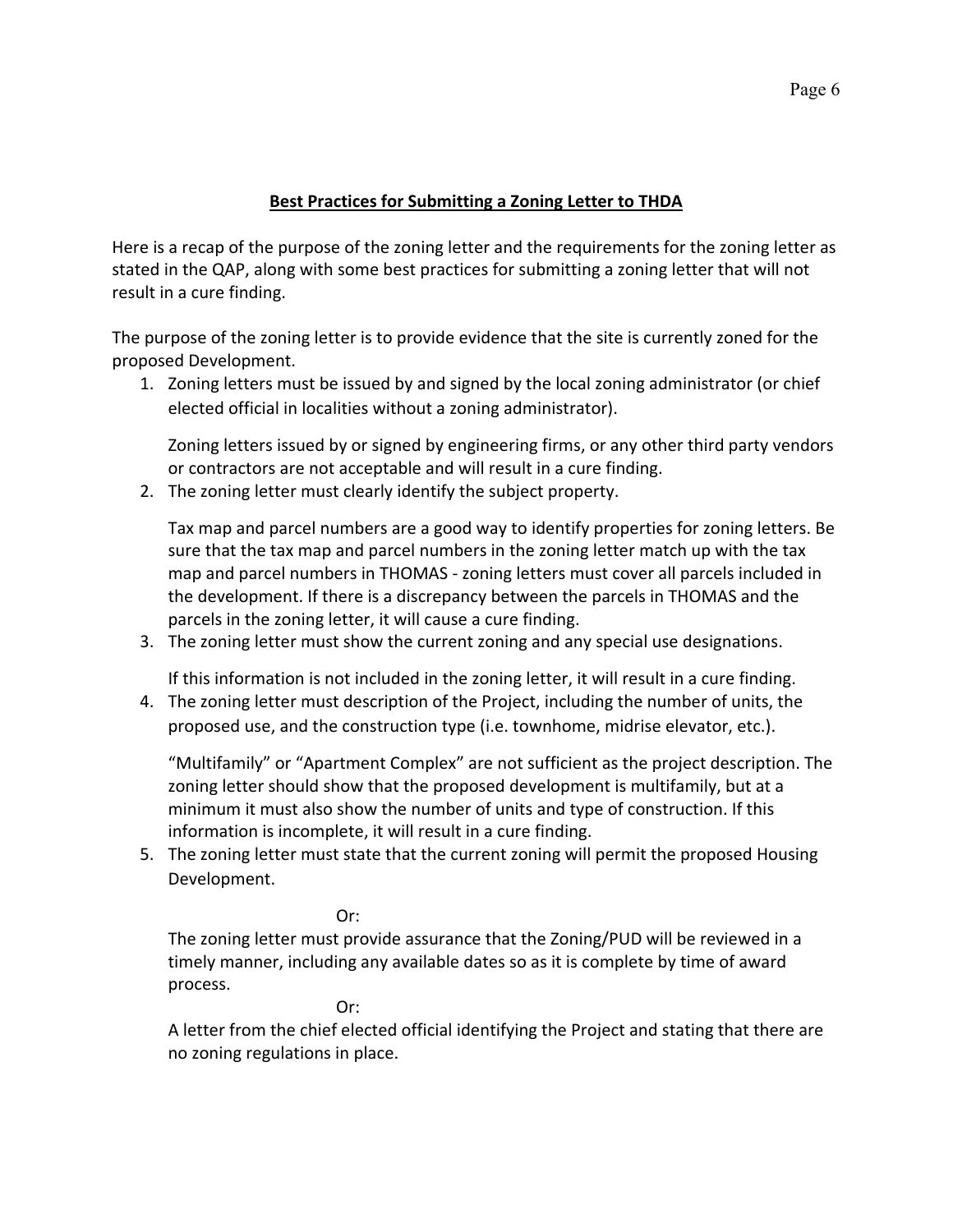## Best Practices for Submitting a Zoning Letter to THDA

Here is a recap of the purpose of the zoning letter and the requirements for the zoning letter as stated in the QAP, along with some best practices for submitting a zoning letter that will not result in a cure finding.

The purpose of the zoning letter is to provide evidence that the site is currently zoned for the proposed Development.

1. Zoning letters must be issued by and signed by the local zoning administrator (or chief elected official in localities without a zoning administrator).

   Zoning letters issued by or signed by engineering firms, or any other third party vendors or contractors are not acceptable and will result in a cure finding.

2. The zoning letter must clearly identify the subject property.

   Tax map and parcel numbers are a good way to identify properties for zoning letters. Be sure that the tax map and parcel numbers in the zoning letter match up with the tax map and parcel numbers in THOMAS - zoning letters must cover all parcels included in the development. If there is a discrepancy between the parcels in THOMAS and the parcels in the zoning letter, it will cause a cure finding.

3. The zoning letter must show the current zoning and any special use designations.

   If this information is not included in the zoning letter, it will result in a cure finding.

4. The zoning letter must description of the Project, including the number of units, the proposed use, and the construction type (i.e. townhome, midrise elevator, etc.).

   "Multifamily" or "Apartment Complex" are not sufficient as the project description. The zoning letter should show that the proposed development is multifamily, but at a minimum it must also show the number of units and type of construction. If this information is incomplete, it will result in a cure finding.

5. The zoning letter must state that the current zoning will permit the proposed Housing Development.

   Or:

   The zoning letter must provide assurance that the Zoning/PUD will be reviewed in a timely manner, including any available dates so as it is complete by time of award process.

   Or:

   A letter from the chief elected official identifying the Project and stating that there are no zoning regulations in place.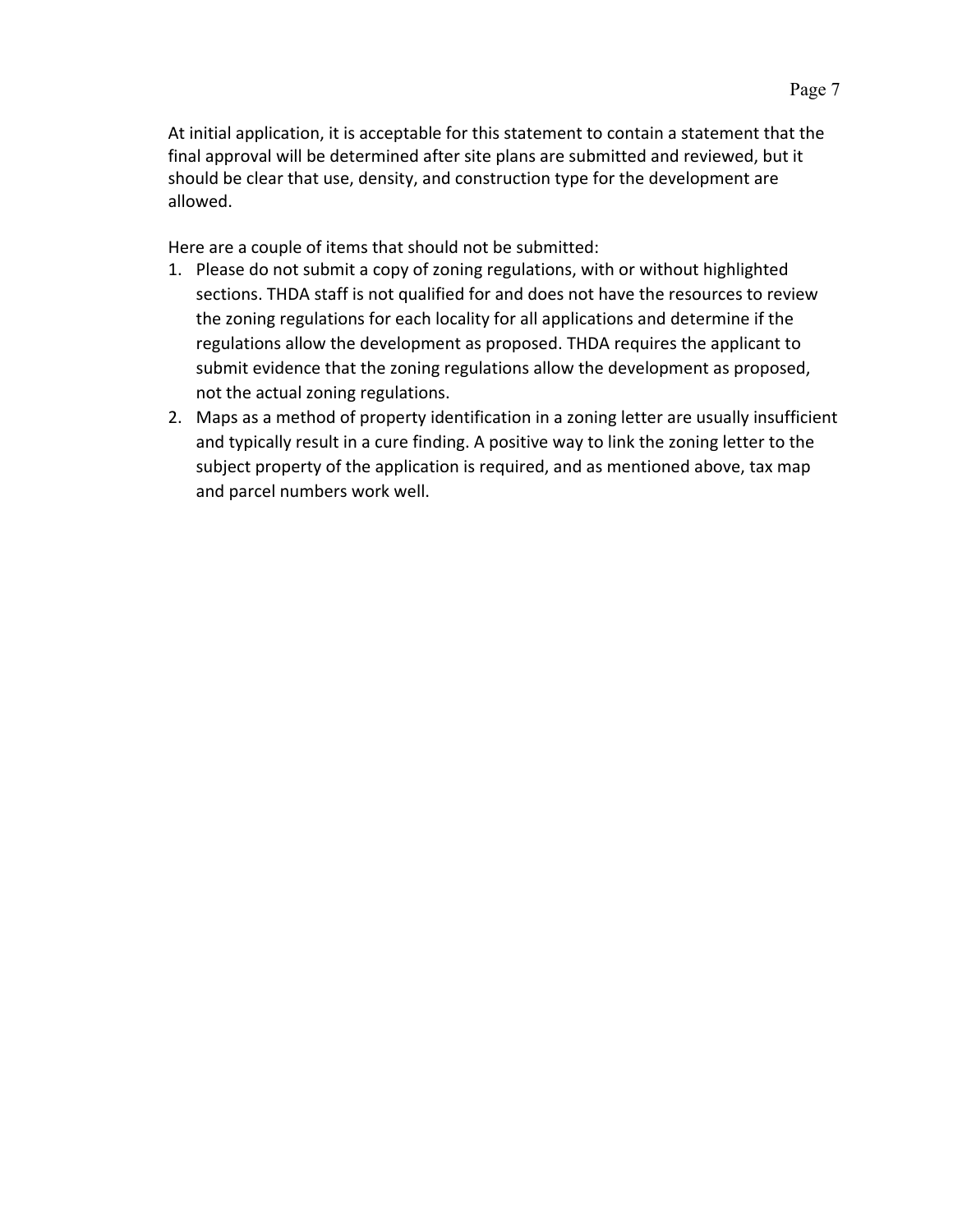At initial application, it is acceptable for this statement to contain a statement that the final approval will be determined after site plans are submitted and reviewed, but it should be clear that use, density, and construction type for the development are allowed.

Here are a couple of items that should not be submitted:

1. Please do not submit a copy of zoning regulations, with or without highlighted sections. THDA staff is not qualified for and does not have the resources to review the zoning regulations for each locality for all applications and determine if the regulations allow the development as proposed. THDA requires the applicant to submit evidence that the zoning regulations allow the development as proposed, not the actual zoning regulations.
2. Maps as a method of property identification in a zoning letter are usually insufficient and typically result in a cure finding. A positive way to link the zoning letter to the subject property of the application is required, and as mentioned above, tax map and parcel numbers work well.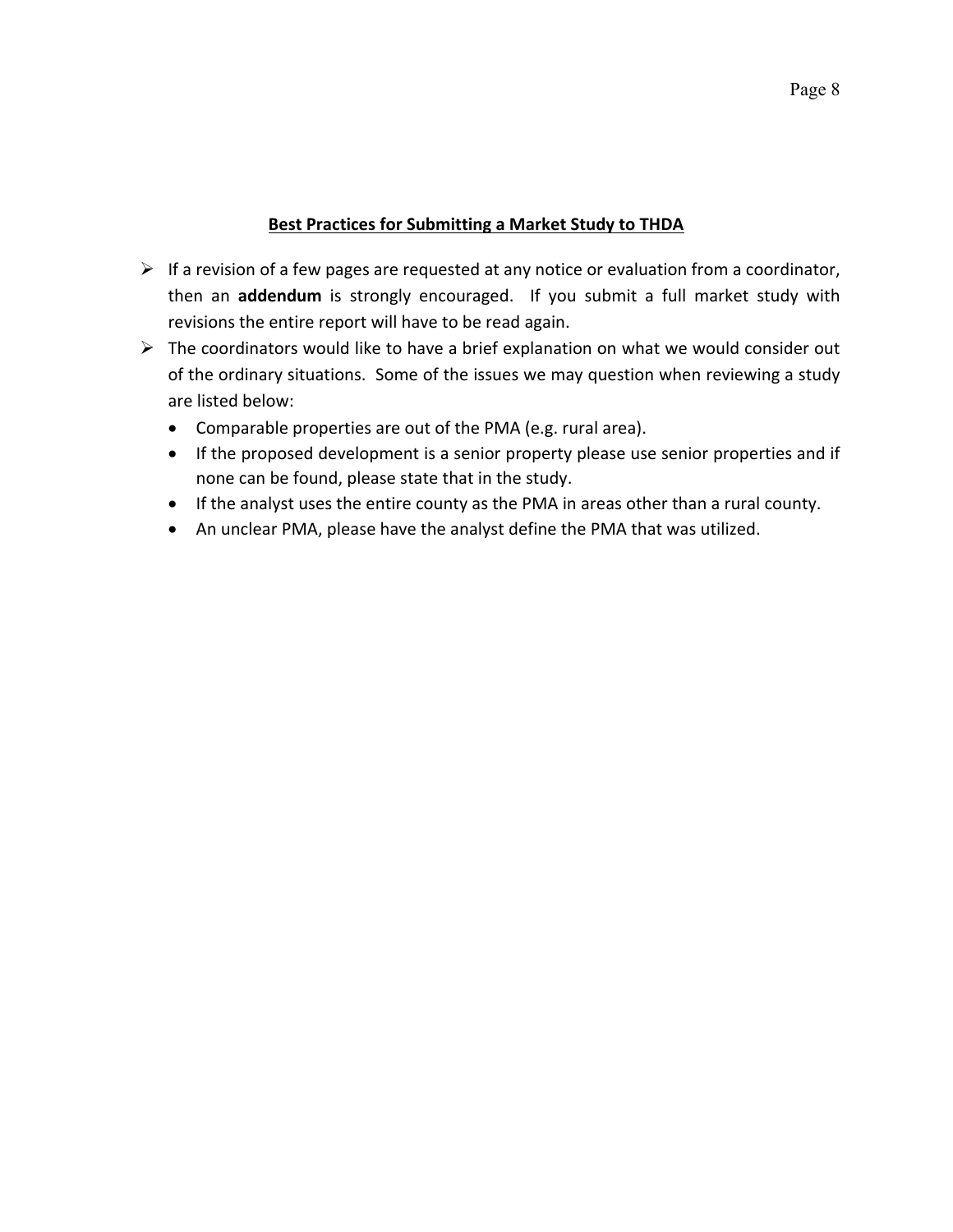**Best Practices for Submitting a Market Study to THDA**

- If a revision of a few pages are requested at any notice or evaluation from a coordinator, then an **addendum** is strongly encouraged. If you submit a full market study with revisions the entire report will have to be read again.
- The coordinators would like to have a brief explanation on what we would consider out of the ordinary situations. Some of the issues we may question when reviewing a study are listed below:
  - Comparable properties are out of the PMA (e.g. rural area).
  - If the proposed development is a senior property please use senior properties and if none can be found, please state that in the study.
  - If the analyst uses the entire county as the PMA in areas other than a rural county.
  - An unclear PMA, please have the analyst define the PMA that was utilized.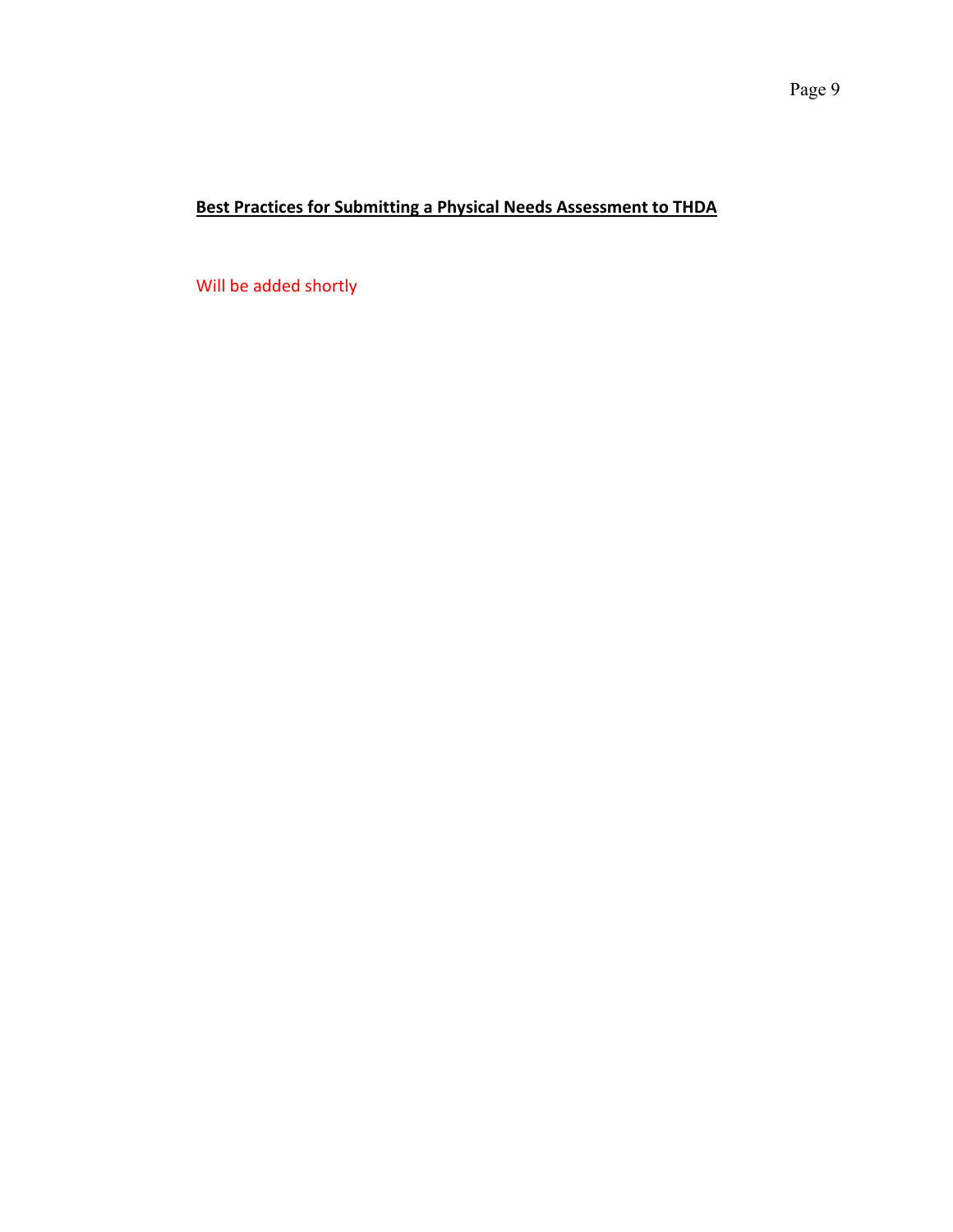**Best Practices for Submitting a Physical Needs Assessment to THDA**

Will be added shortly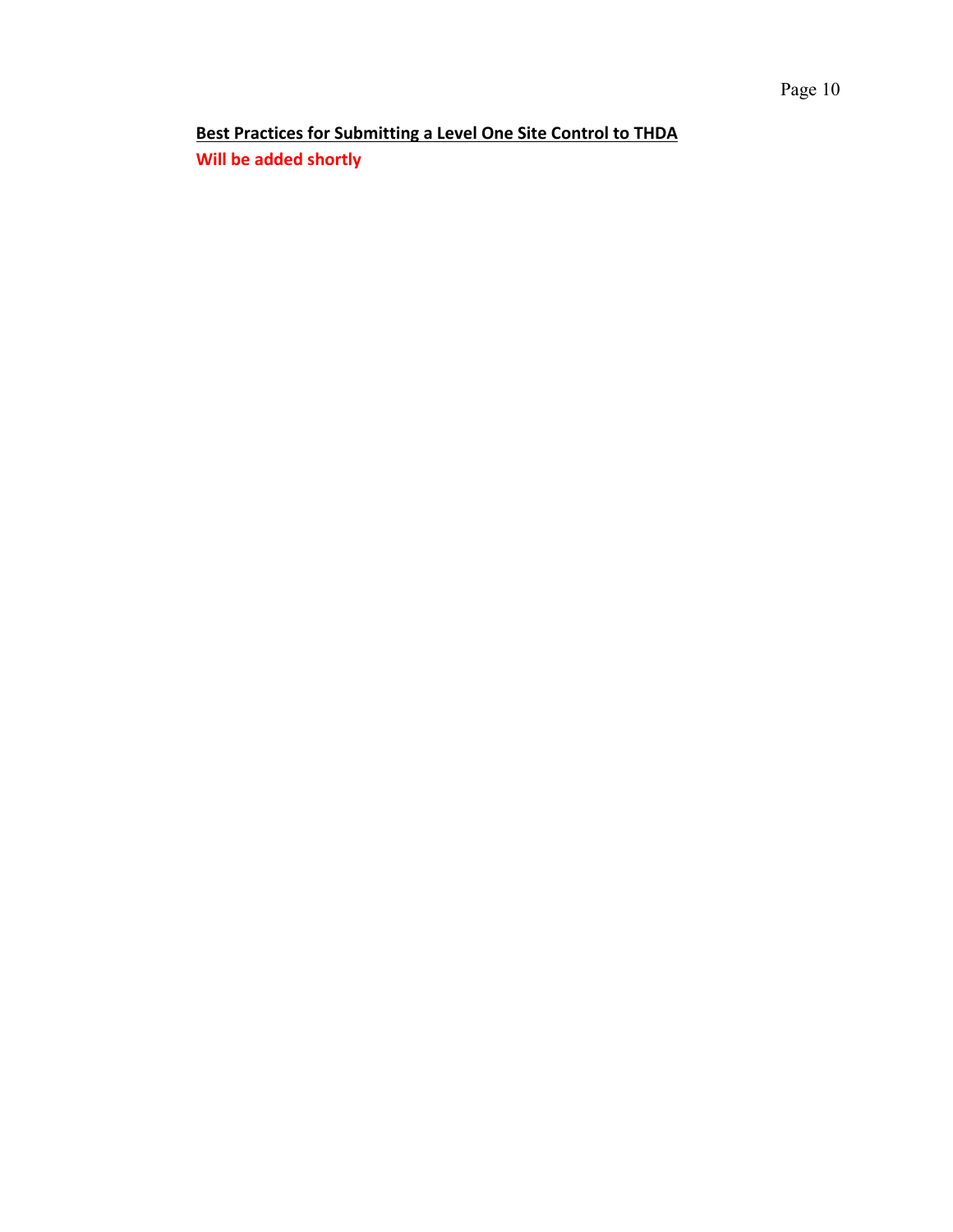**Best Practices for Submitting a Level One Site Control to THDA**

**Will be added shortly**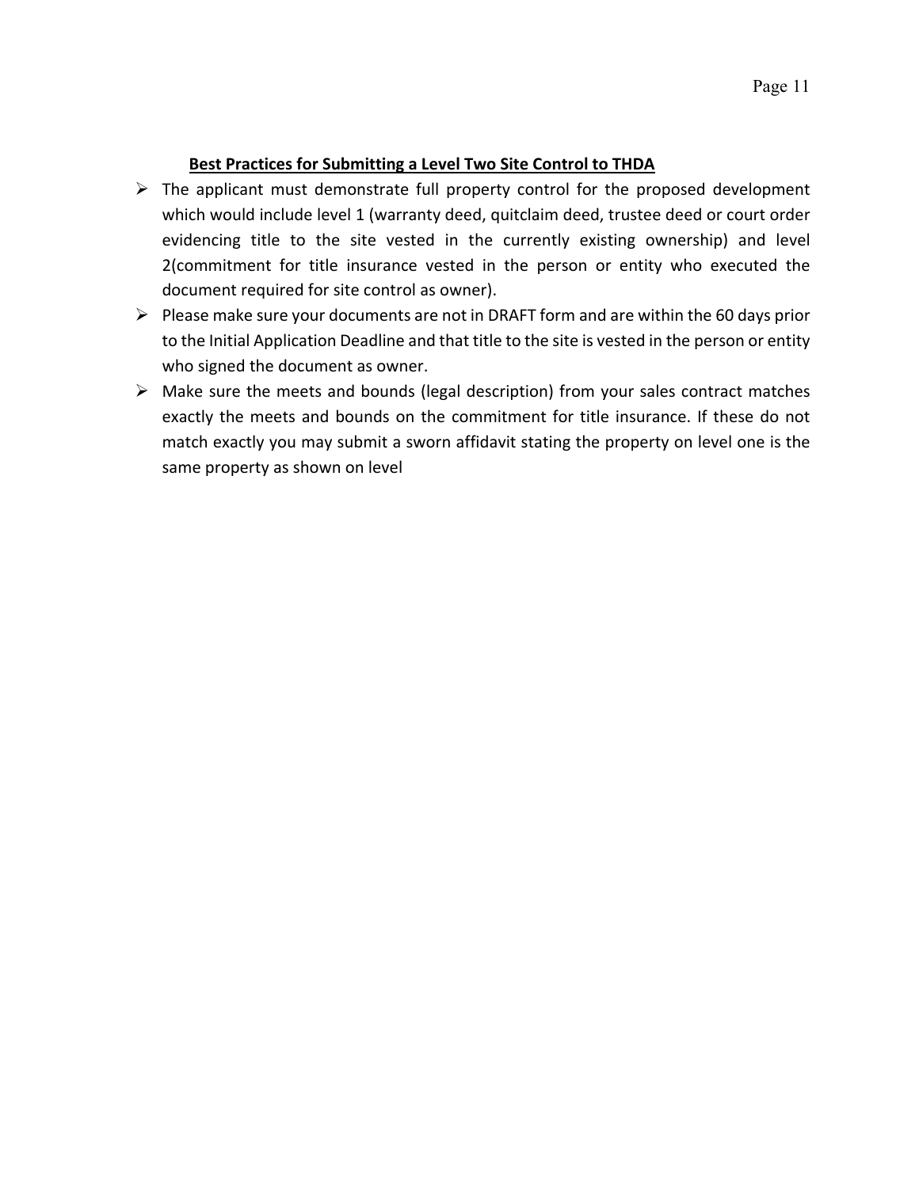**Best Practices for Submitting a Level Two Site Control to THDA**

- The applicant must demonstrate full property control for the proposed development which would include level 1 (warranty deed, quitclaim deed, trustee deed or court order evidencing title to the site vested in the currently existing ownership) and level 2(commitment for title insurance vested in the person or entity who executed the document required for site control as owner).
- Please make sure your documents are not in DRAFT form and are within the 60 days prior to the Initial Application Deadline and that title to the site is vested in the person or entity who signed the document as owner.
- Make sure the meets and bounds (legal description) from your sales contract matches exactly the meets and bounds on the commitment for title insurance. If these do not match exactly you may submit a sworn affidavit stating the property on level one is the same property as shown on level